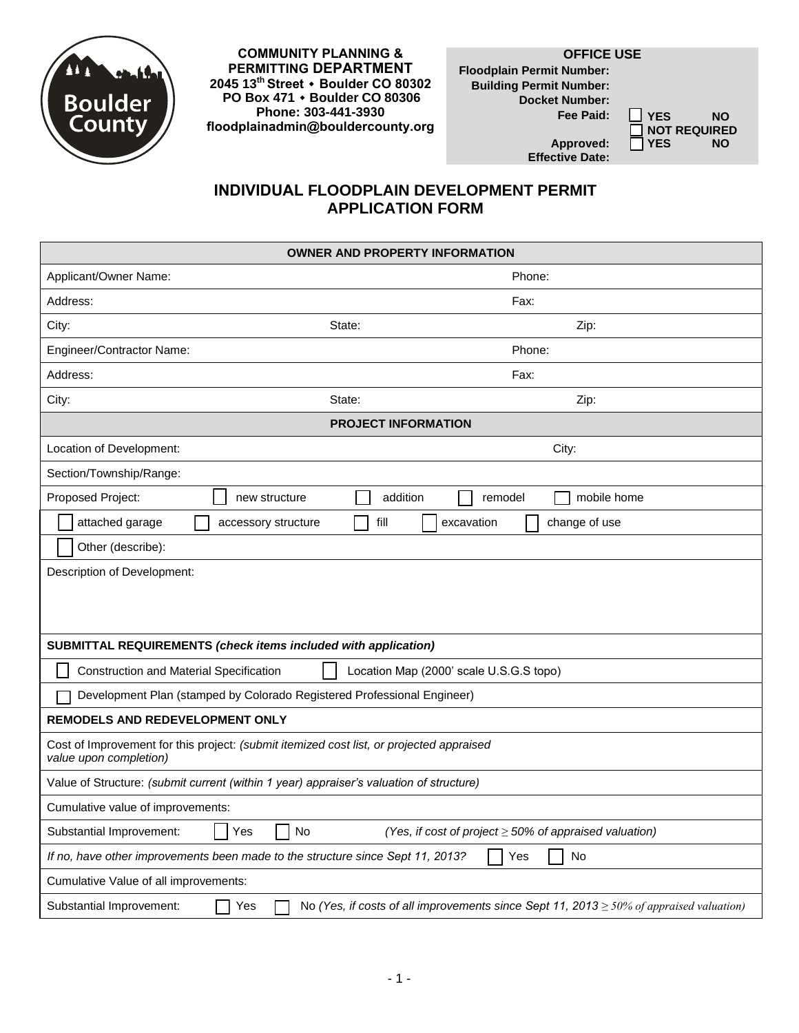**COMMUNITY PLANNING & PERMITTING DEPARTMENT**
**2045 13th Street • Boulder CO 80302**
**PO Box 471 • Boulder CO 80306**
**Phone: 303-441-3930**
**floodplainadmin@bouldercounty.org**

| **OFFICE USE** | |
|---|---|
| **Floodplain Permit Number:** | |
| **Building Permit Number:** | |
| **Docket Number:** | |
| **Fee Paid:** | ☐ **YES** **NO** ☐ **NOT REQUIRED** |
| **Approved:** | ☐ **YES** **NO** |
| **Effective Date:** | |

# INDIVIDUAL FLOODPLAIN DEVELOPMENT PERMIT APPLICATION FORM

| **OWNER AND PROPERTY INFORMATION** | | |
|---|---|---|
| Applicant/Owner Name: | | Phone: |
| Address: | | Fax: |
| City: | State: | Zip: |
| Engineer/Contractor Name: | | Phone: |
| Address: | | Fax: |
| City: | State: | Zip: |
| **PROJECT INFORMATION** | | |
| Location of Development: | | City: |
| Section/Township/Range: | | |
| Proposed Project: ☐ new structure ☐ addition ☐ remodel ☐ mobile home | | |
| ☐ attached garage ☐ accessory structure ☐ fill ☐ excavation ☐ change of use | | |
| ☐ Other (describe): | | |
| Description of Development: | | |
| **SUBMITTAL REQUIREMENTS** ***(check items included with application)*** | | |
| ☐ Construction and Material Specification ☐ Location Map (2000' scale U.S.G.S topo) | | |
| ☐ Development Plan (stamped by Colorado Registered Professional Engineer) | | |
| **REMODELS AND REDEVELOPMENT ONLY** | | |
| Cost of Improvement for this project: *(submit itemized cost list, or projected appraised value upon completion)* | | |
| Value of Structure: *(submit current (within 1 year) appraiser's valuation of structure)* | | |
| Cumulative value of improvements: | | |
| Substantial Improvement: ☐ Yes ☐ No *(Yes, if cost of project ≥ 50% of appraised valuation)* | | |
| *If no, have other improvements been made to the structure since Sept 11, 2013?* ☐ Yes ☐ No | | |
| Cumulative Value of all improvements: | | |
| Substantial Improvement: ☐ Yes ☐ No *(Yes, if costs of all improvements since Sept 11, 2013 ≥ 50% of appraised valuation)* | | |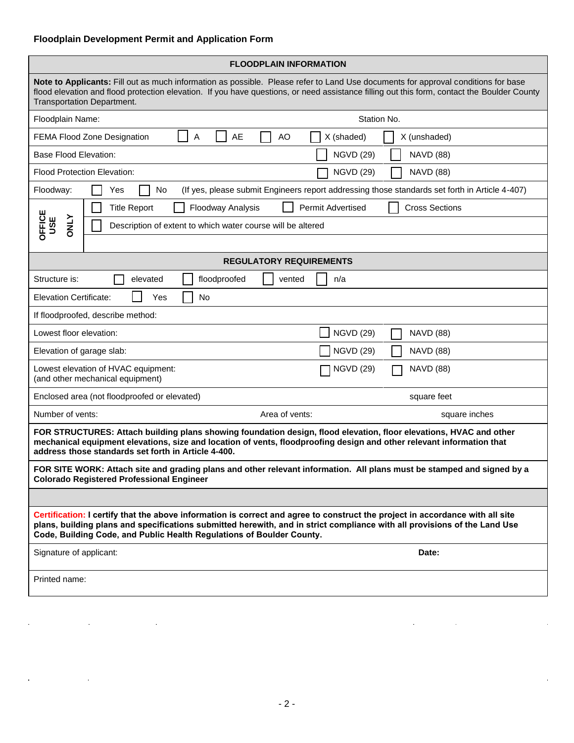**Floodplain Development Permit and Application Form**

## FLOODPLAIN INFORMATION

**Note to Applicants:** Fill out as much information as possible. Please refer to Land Use documents for approval conditions for base flood elevation and flood protection elevation. If you have questions, or need assistance filling out this form, contact the Boulder County Transportation Department.

| | |
|---|---|
| Floodplain Name: | Station No. |
| FEMA Flood Zone Designation | ☐ A ☐ AE ☐ AO ☐ X (shaded) ☐ X (unshaded) |
| Base Flood Elevation: | ☐ NGVD (29) ☐ NAVD (88) |
| Flood Protection Elevation: | ☐ NGVD (29) ☐ NAVD (88) |
| Floodway: ☐ Yes ☐ No | (If yes, please submit Engineers report addressing those standards set forth in Article 4-407) |
| OFFICE USE ONLY | ☐ Title Report ☐ Floodway Analysis ☐ Permit Advertised ☐ Cross Sections |
| | ☐ Description of extent to which water course will be altered |
| | |

## REGULATORY REQUIREMENTS

| | | |
|---|---|---|
| Structure is: | ☐ elevated ☐ floodproofed ☐ vented ☐ n/a | |
| Elevation Certificate: | ☐ Yes ☐ No | |
| If floodproofed, describe method: | | |
| Lowest floor elevation: | ☐ NGVD (29) | ☐ NAVD (88) |
| Elevation of garage slab: | ☐ NGVD (29) | ☐ NAVD (88) |
| Lowest elevation of HVAC equipment: (and other mechanical equipment) | ☐ NGVD (29) | ☐ NAVD (88) |
| Enclosed area (not floodproofed or elevated) | | square feet |
| Number of vents: | Area of vents: | square inches |

**FOR STRUCTURES: Attach building plans showing foundation design, flood elevation, floor elevations, HVAC and other mechanical equipment elevations, size and location of vents, floodproofing design and other relevant information that address those standards set forth in Article 4-400.**

**FOR SITE WORK: Attach site and grading plans and other relevant information. All plans must be stamped and signed by a Colorado Registered Professional Engineer**

**Certification: I certify that the above information is correct and agree to construct the project in accordance with all site plans, building plans and specifications submitted herewith, and in strict compliance with all provisions of the Land Use Code, Building Code, and Public Health Regulations of Boulder County.**

| | |
|---|---|
| Signature of applicant: | **Date:** |
| Printed name: | |